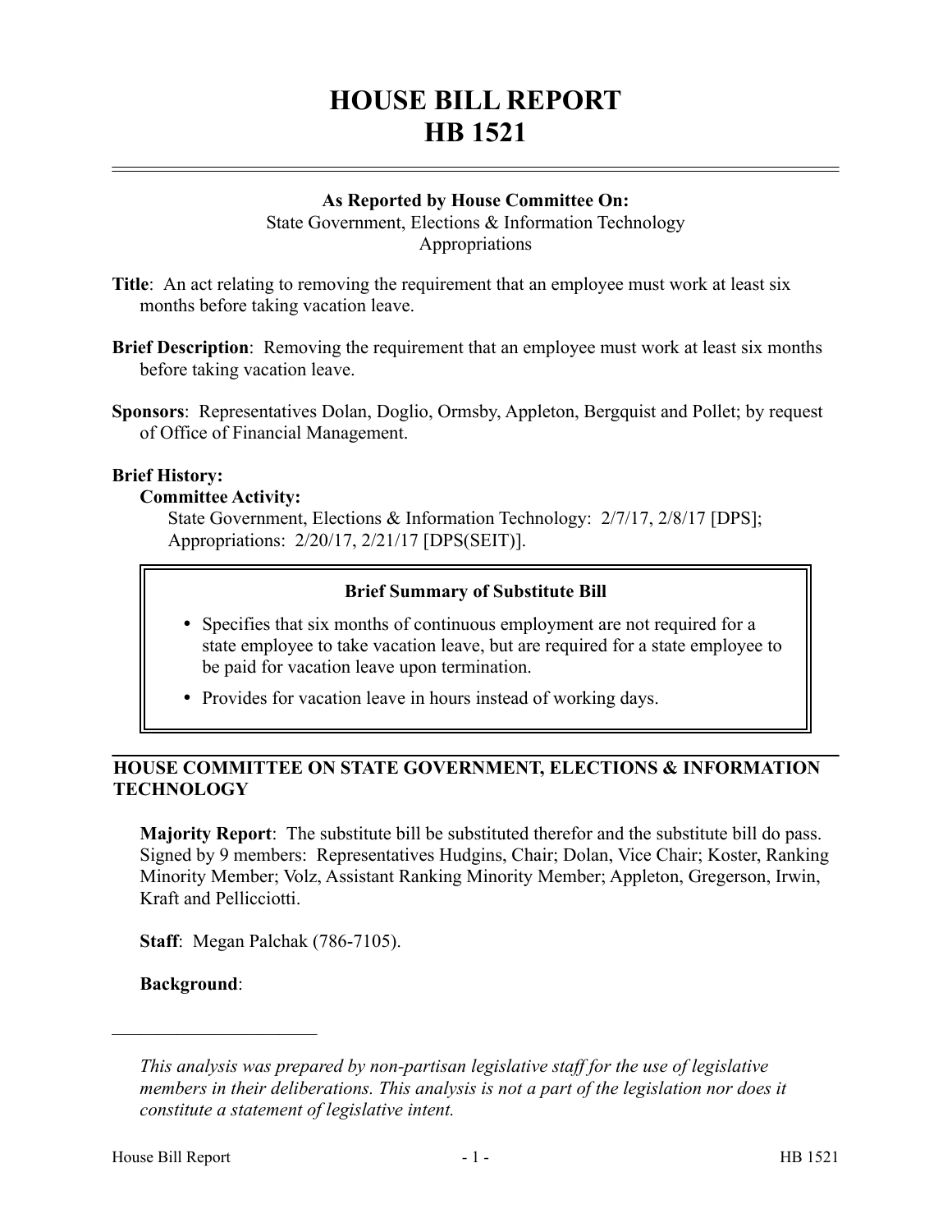# HOUSE BILL REPORT
# HB 1521

**As Reported by House Committee On:**
State Government, Elections & Information Technology
Appropriations

**Title**: An act relating to removing the requirement that an employee must work at least six months before taking vacation leave.

**Brief Description**: Removing the requirement that an employee must work at least six months before taking vacation leave.

**Sponsors**: Representatives Dolan, Doglio, Ormsby, Appleton, Bergquist and Pollet; by request of Office of Financial Management.

**Brief History:**

**Committee Activity:**

State Government, Elections & Information Technology: 2/7/17, 2/8/17 [DPS];
Appropriations: 2/20/17, 2/21/17 [DPS(SEIT)].

**Brief Summary of Substitute Bill**

- Specifies that six months of continuous employment are not required for a state employee to take vacation leave, but are required for a state employee to be paid for vacation leave upon termination.
- Provides for vacation leave in hours instead of working days.

## HOUSE COMMITTEE ON STATE GOVERNMENT, ELECTIONS & INFORMATION TECHNOLOGY

**Majority Report**: The substitute bill be substituted therefor and the substitute bill do pass. Signed by 9 members: Representatives Hudgins, Chair; Dolan, Vice Chair; Koster, Ranking Minority Member; Volz, Assistant Ranking Minority Member; Appleton, Gregerson, Irwin, Kraft and Pellicciotti.

**Staff**: Megan Palchak (786-7105).

**Background**:

---

*This analysis was prepared by non-partisan legislative staff for the use of legislative members in their deliberations. This analysis is not a part of the legislation nor does it constitute a statement of legislative intent.*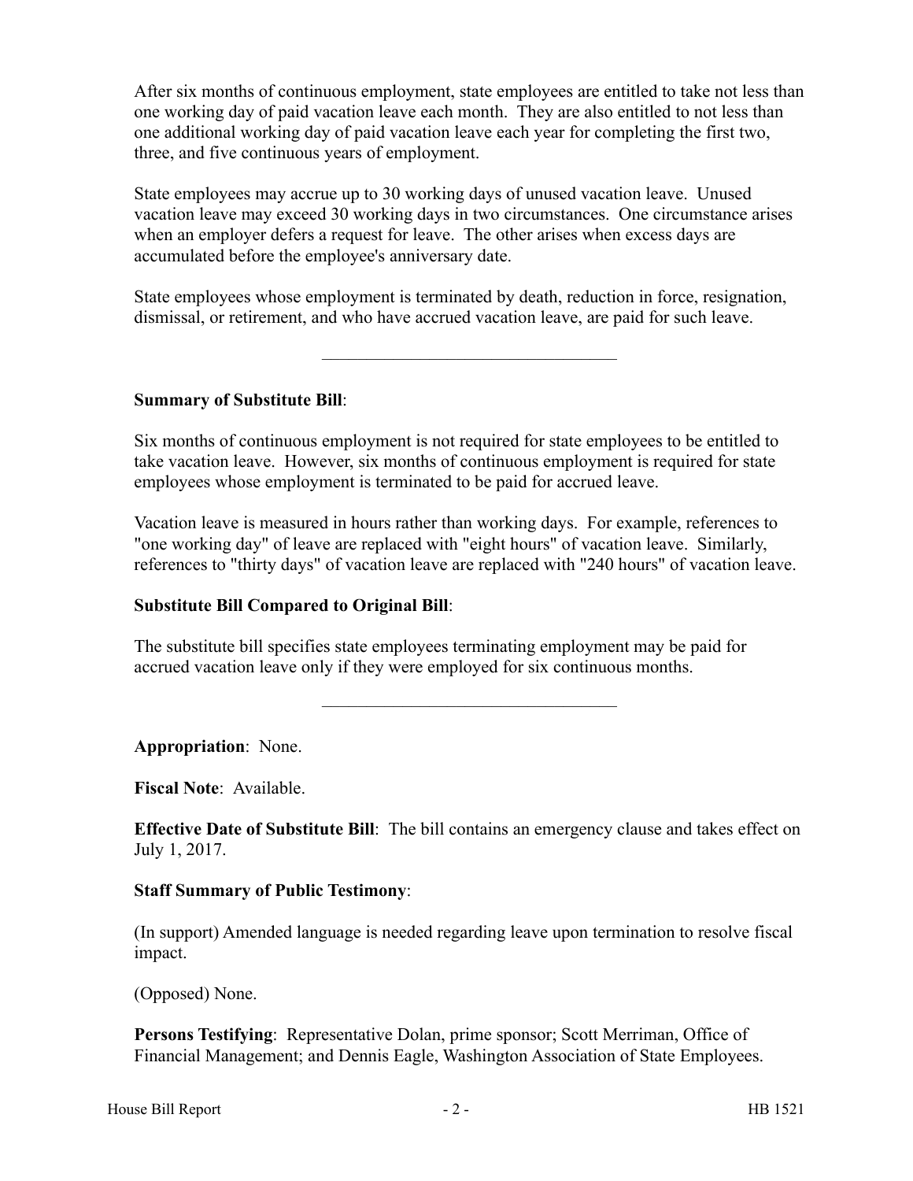After six months of continuous employment, state employees are entitled to take not less than one working day of paid vacation leave each month. They are also entitled to not less than one additional working day of paid vacation leave each year for completing the first two, three, and five continuous years of employment.

State employees may accrue up to 30 working days of unused vacation leave. Unused vacation leave may exceed 30 working days in two circumstances. One circumstance arises when an employer defers a request for leave. The other arises when excess days are accumulated before the employee's anniversary date.

State employees whose employment is terminated by death, reduction in force, resignation, dismissal, or retirement, and who have accrued vacation leave, are paid for such leave.

---

**Summary of Substitute Bill**:

Six months of continuous employment is not required for state employees to be entitled to take vacation leave. However, six months of continuous employment is required for state employees whose employment is terminated to be paid for accrued leave.

Vacation leave is measured in hours rather than working days. For example, references to "one working day" of leave are replaced with "eight hours" of vacation leave. Similarly, references to "thirty days" of vacation leave are replaced with "240 hours" of vacation leave.

**Substitute Bill Compared to Original Bill**:

The substitute bill specifies state employees terminating employment may be paid for accrued vacation leave only if they were employed for six continuous months.

---

**Appropriation**: None.

**Fiscal Note**: Available.

**Effective Date of Substitute Bill**: The bill contains an emergency clause and takes effect on July 1, 2017.

**Staff Summary of Public Testimony**:

(In support) Amended language is needed regarding leave upon termination to resolve fiscal impact.

(Opposed) None.

**Persons Testifying**: Representative Dolan, prime sponsor; Scott Merriman, Office of Financial Management; and Dennis Eagle, Washington Association of State Employees.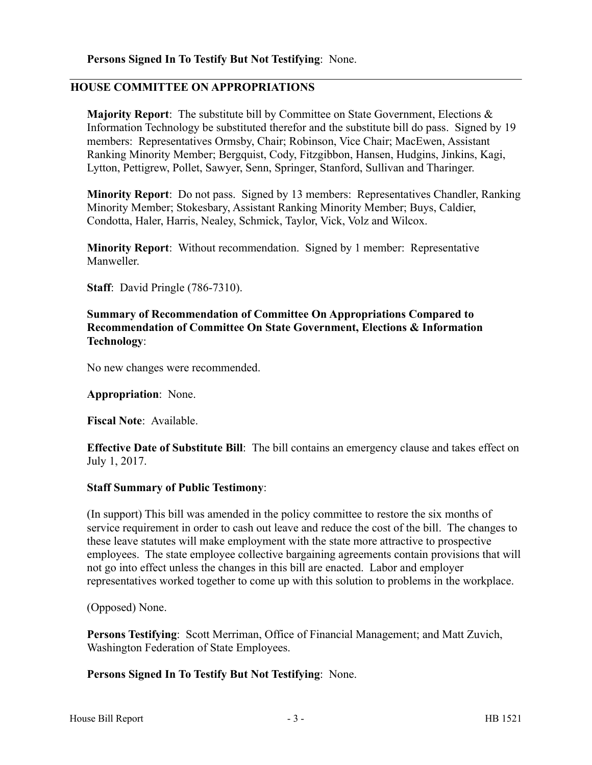**Persons Signed In To Testify But Not Testifying**: None.

---

## HOUSE COMMITTEE ON APPROPRIATIONS

**Majority Report**: The substitute bill by Committee on State Government, Elections & Information Technology be substituted therefor and the substitute bill do pass. Signed by 19 members: Representatives Ormsby, Chair; Robinson, Vice Chair; MacEwen, Assistant Ranking Minority Member; Bergquist, Cody, Fitzgibbon, Hansen, Hudgins, Jinkins, Kagi, Lytton, Pettigrew, Pollet, Sawyer, Senn, Springer, Stanford, Sullivan and Tharinger.

**Minority Report**: Do not pass. Signed by 13 members: Representatives Chandler, Ranking Minority Member; Stokesbary, Assistant Ranking Minority Member; Buys, Caldier, Condotta, Haler, Harris, Nealey, Schmick, Taylor, Vick, Volz and Wilcox.

**Minority Report**: Without recommendation. Signed by 1 member: Representative Manweller.

**Staff**: David Pringle (786-7310).

**Summary of Recommendation of Committee On Appropriations Compared to Recommendation of Committee On State Government, Elections & Information Technology**:

No new changes were recommended.

**Appropriation**: None.

**Fiscal Note**: Available.

**Effective Date of Substitute Bill**: The bill contains an emergency clause and takes effect on July 1, 2017.

**Staff Summary of Public Testimony**:

(In support) This bill was amended in the policy committee to restore the six months of service requirement in order to cash out leave and reduce the cost of the bill. The changes to these leave statutes will make employment with the state more attractive to prospective employees. The state employee collective bargaining agreements contain provisions that will not go into effect unless the changes in this bill are enacted. Labor and employer representatives worked together to come up with this solution to problems in the workplace.

(Opposed) None.

**Persons Testifying**: Scott Merriman, Office of Financial Management; and Matt Zuvich, Washington Federation of State Employees.

**Persons Signed In To Testify But Not Testifying**: None.